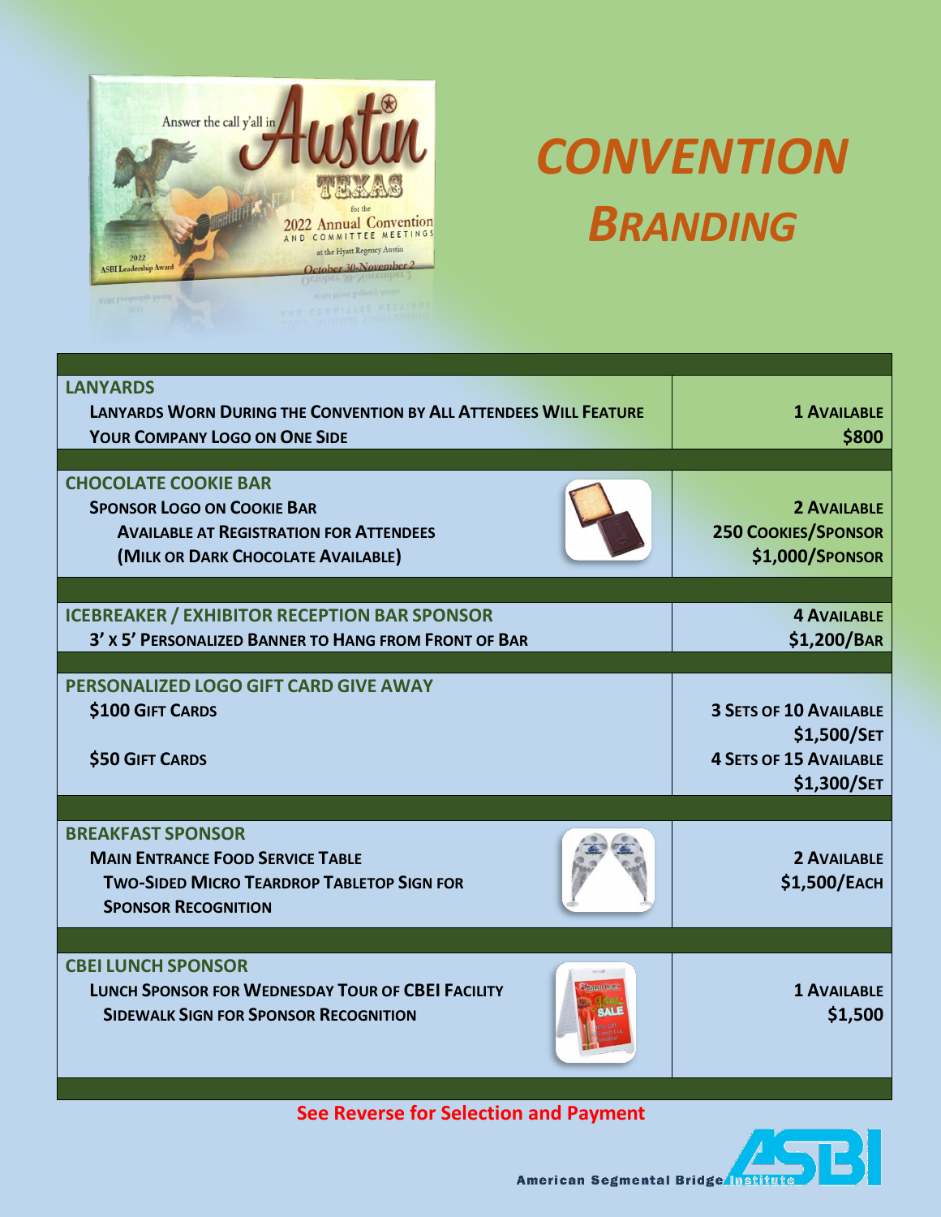# CONVENTION BRANDING

| | |
|---|---|
| **LANYARDS**<br>Lanyards Worn During the Convention by All Attendees Will Feature Your Company Logo on One Side | 1 Available<br>$800 |
| **CHOCOLATE COOKIE BAR**<br>Sponsor Logo on Cookie Bar<br>Available at Registration for Attendees<br>(Milk or Dark Chocolate Available) | 2 Available<br>250 Cookies/Sponsor<br>$1,000/Sponsor |
| **ICEBREAKER / EXHIBITOR RECEPTION BAR SPONSOR**<br>3' x 5' Personalized Banner to Hang from Front of Bar | 4 Available<br>$1,200/Bar |
| **PERSONALIZED LOGO GIFT CARD GIVE AWAY**<br>$100 Gift Cards<br><br>$50 Gift Cards | 3 Sets of 10 Available<br>$1,500/Set<br>4 Sets of 15 Available<br>$1,300/Set |
| **BREAKFAST SPONSOR**<br>Main Entrance Food Service Table<br>Two-Sided Micro Teardrop Tabletop Sign for Sponsor Recognition | 2 Available<br>$1,500/Each |
| **CBEI LUNCH SPONSOR**<br>Lunch Sponsor for Wednesday Tour of CBEI Facility<br>Sidewalk Sign for Sponsor Recognition | 1 Available<br>$1,500 |

**See Reverse for Selection and Payment**

American Segmental Bridge Institute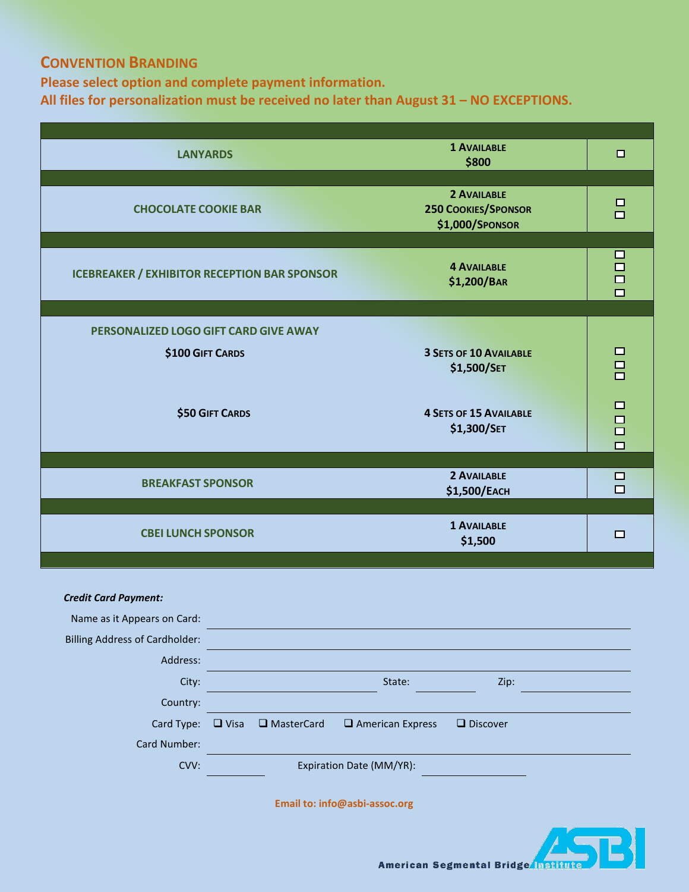## CONVENTION BRANDING

**Please select option and complete payment information.**
**All files for personalization must be received no later than August 31 – NO EXCEPTIONS.**

| | | |
|---|---|---|
| **LANYARDS** | **1 AVAILABLE**<br>**$800** | ☐ |
| **CHOCOLATE COOKIE BAR** | **2 AVAILABLE**<br>**250 COOKIES/SPONSOR**<br>**$1,000/SPONSOR** | ☐<br>☐ |
| **ICEBREAKER / EXHIBITOR RECEPTION BAR SPONSOR** | **4 AVAILABLE**<br>**$1,200/BAR** | ☐<br>☐<br>☐<br>☐ |
| **PERSONALIZED LOGO GIFT CARD GIVE AWAY** | | |
| **$100 GIFT CARDS** | **3 SETS OF 10 AVAILABLE**<br>**$1,500/SET** | ☐<br>☐<br>☐ |
| **$50 GIFT CARDS** | **4 SETS OF 15 AVAILABLE**<br>**$1,300/SET** | ☐<br>☐<br>☐<br>☐ |
| **BREAKFAST SPONSOR** | **2 AVAILABLE**<br>**$1,500/EACH** | ☐<br>☐ |
| **CBEI LUNCH SPONSOR** | **1 AVAILABLE**<br>**$1,500** | ☐ |

***Credit Card Payment:***

Name as it Appears on Card: ______________________

Billing Address of Cardholder: ______________________

Address: ______________________

City: ______________ State: ________ Zip: ________

Country: ______________________

Card Type: ☐ Visa ☐ MasterCard ☐ American Express ☐ Discover

Card Number: ______________________

CVV: ________ Expiration Date (MM/YR): ________

**Email to: info@asbi-assoc.org**

American Segmental Bridge Institute